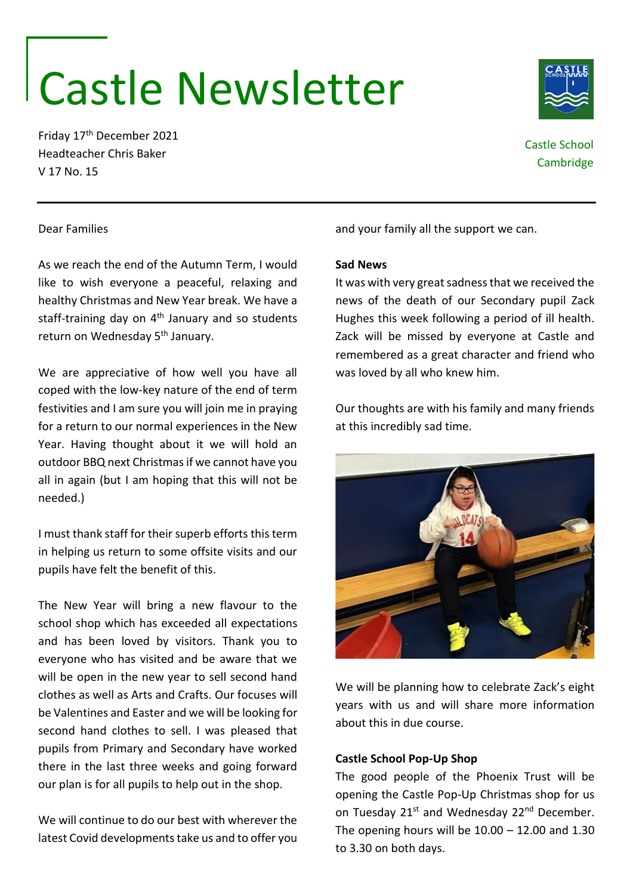# Castle Newsletter

Friday 17th December 2021
Headteacher Chris Baker
V 17 No. 15

Castle School
Cambridge

Dear Families

As we reach the end of the Autumn Term, I would like to wish everyone a peaceful, relaxing and healthy Christmas and New Year break. We have a staff-training day on 4th January and so students return on Wednesday 5th January.

We are appreciative of how well you have all coped with the low-key nature of the end of term festivities and I am sure you will join me in praying for a return to our normal experiences in the New Year. Having thought about it we will hold an outdoor BBQ next Christmas if we cannot have you all in again (but I am hoping that this will not be needed.)

I must thank staff for their superb efforts this term in helping us return to some offsite visits and our pupils have felt the benefit of this.

The New Year will bring a new flavour to the school shop which has exceeded all expectations and has been loved by visitors. Thank you to everyone who has visited and be aware that we will be open in the new year to sell second hand clothes as well as Arts and Crafts. Our focuses will be Valentines and Easter and we will be looking for second hand clothes to sell. I was pleased that pupils from Primary and Secondary have worked there in the last three weeks and going forward our plan is for all pupils to help out in the shop.

We will continue to do our best with wherever the latest Covid developments take us and to offer you and your family all the support we can.

**Sad News**

It was with very great sadness that we received the news of the death of our Secondary pupil Zack Hughes this week following a period of ill health. Zack will be missed by everyone at Castle and remembered as a great character and friend who was loved by all who knew him.

Our thoughts are with his family and many friends at this incredibly sad time.

We will be planning how to celebrate Zack's eight years with us and will share more information about this in due course.

**Castle School Pop-Up Shop**

The good people of the Phoenix Trust will be opening the Castle Pop-Up Christmas shop for us on Tuesday 21st and Wednesday 22nd December. The opening hours will be 10.00 – 12.00 and 1.30 to 3.30 on both days.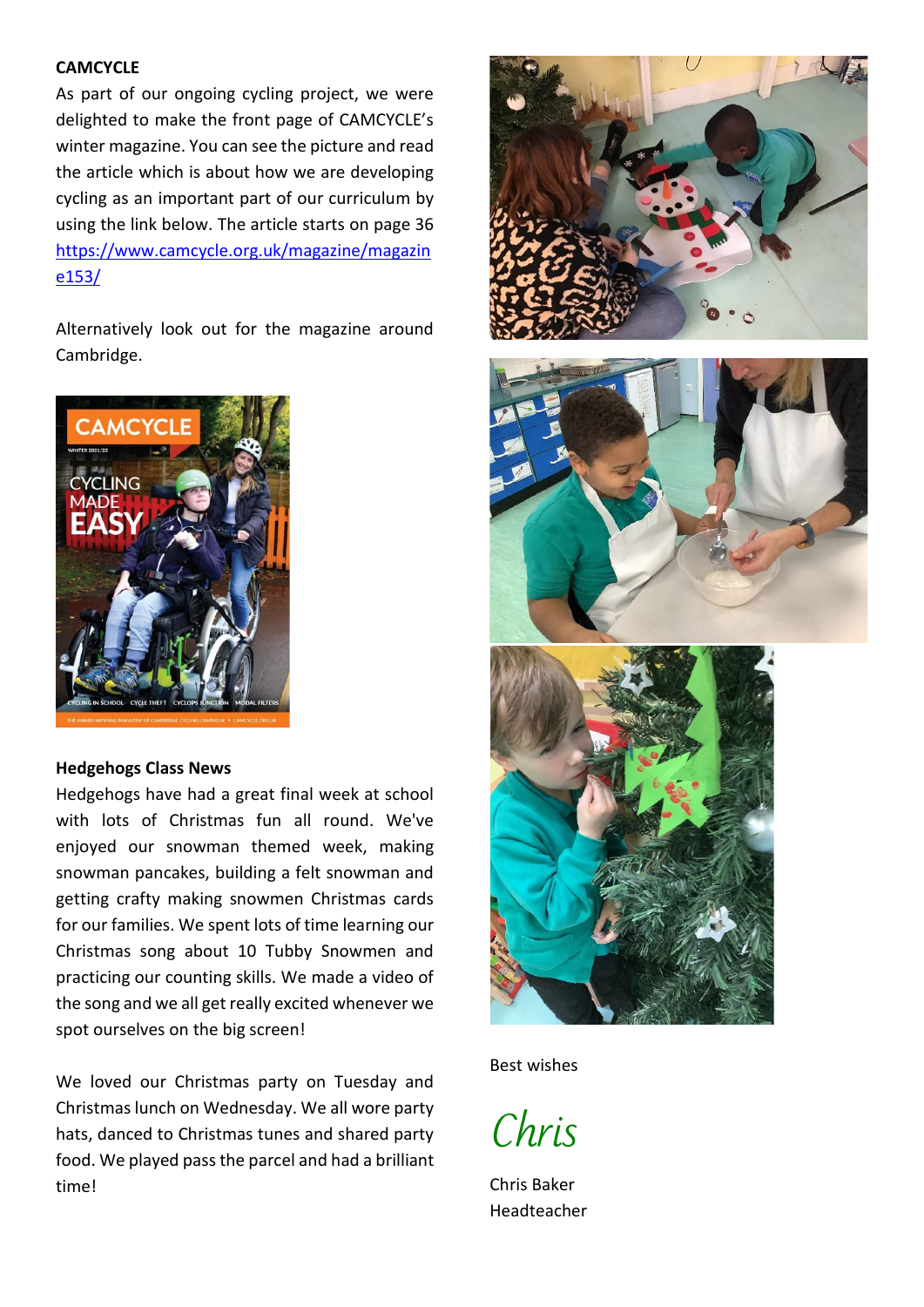**CAMCYCLE**

As part of our ongoing cycling project, we were delighted to make the front page of CAMCYCLE's winter magazine. You can see the picture and read the article which is about how we are developing cycling as an important part of our curriculum by using the link below. The article starts on page 36 https://www.camcycle.org.uk/magazine/magazine153/

Alternatively look out for the magazine around Cambridge.

**Hedgehogs Class News**

Hedgehogs have had a great final week at school with lots of Christmas fun all round. We've enjoyed our snowman themed week, making snowman pancakes, building a felt snowman and getting crafty making snowmen Christmas cards for our families. We spent lots of time learning our Christmas song about 10 Tubby Snowmen and practicing our counting skills. We made a video of the song and we all get really excited whenever we spot ourselves on the big screen!

We loved our Christmas party on Tuesday and Christmas lunch on Wednesday. We all wore party hats, danced to Christmas tunes and shared party food. We played pass the parcel and had a brilliant time!

Best wishes

*Chris*

Chris Baker
Headteacher